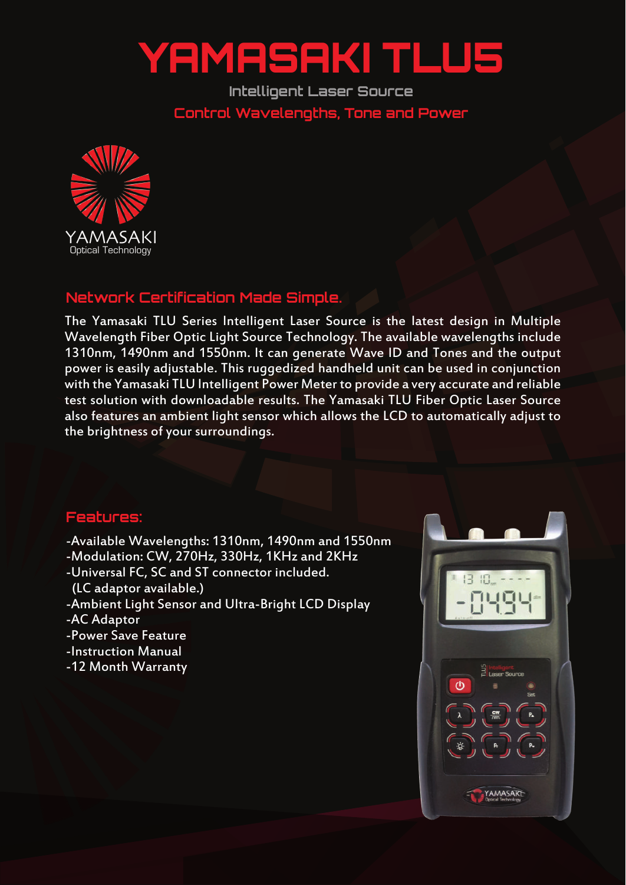# YAMASAKI TLU5

### Intelligent Laser Source

### Control Wavelengths, Tone and Power

YAMASAKI
Optical Technology

## Network Certification Made Simple.

The Yamasaki TLU Series Intelligent Laser Source is the latest design in Multiple Wavelength Fiber Optic Light Source Technology. The available wavelengths include 1310nm, 1490nm and 1550nm. It can generate Wave ID and Tones and the output power is easily adjustable. This ruggedized handheld unit can be used in conjunction with the Yamasaki TLU Intelligent Power Meter to provide a very accurate and reliable test solution with downloadable results. The Yamasaki TLU Fiber Optic Laser Source also features an ambient light sensor which allows the LCD to automatically adjust to the brightness of your surroundings.

## Features:

- -Available Wavelengths: 1310nm, 1490nm and 1550nm
- -Modulation: CW, 270Hz, 330Hz, 1KHz and 2KHz
- -Universal FC, SC and ST connector included. (LC adaptor available.)
- -Ambient Light Sensor and Ultra-Bright LCD Display
- -AC Adaptor
- -Power Save Feature
- -Instruction Manual
- -12 Month Warranty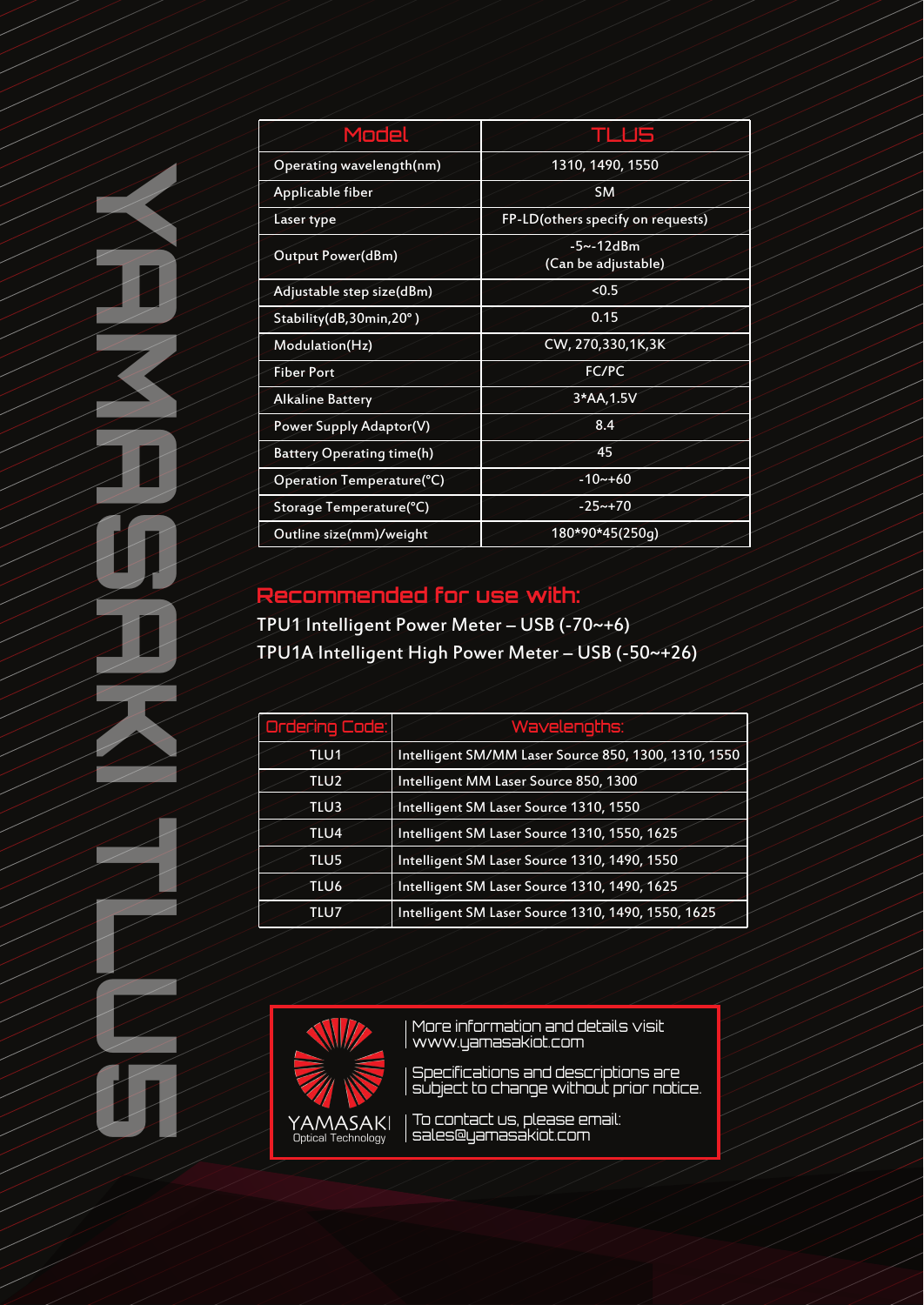YAMASAKI TLU5

| Model | TLU5 |
| --- | --- |
| Operating wavelength(nm) | 1310, 1490, 1550 |
| Applicable fiber | SM |
| Laser type | FP-LD(others specify on requests) |
| Output Power(dBm) | -5~-12dBm (Can be adjustable) |
| Adjustable step size(dBm) | <0.5 |
| Stability(dB,30min,20° ) | 0.15 |
| Modulation(Hz) | CW, 270,330,1K,3K |
| Fiber Port | FC/PC |
| Alkaline Battery | 3*AA,1.5V |
| Power Supply Adaptor(V) | 8.4 |
| Battery Operating time(h) | 45 |
| Operation Temperature(°C) | -10~+60 |
| Storage Temperature(°C) | -25~+70 |
| Outline size(mm)/weight | 180*90*45(250g) |

## Recommended for use with:

TPU1 Intelligent Power Meter – USB (-70~+6)
TPU1A Intelligent High Power Meter – USB (-50~+26)

| Ordering Code: | Wavelengths: |
| --- | --- |
| TLU1 | Intelligent SM/MM Laser Source 850, 1300, 1310, 1550 |
| TLU2 | Intelligent MM Laser Source 850, 1300 |
| TLU3 | Intelligent SM Laser Source 1310, 1550 |
| TLU4 | Intelligent SM Laser Source 1310, 1550, 1625 |
| TLU5 | Intelligent SM Laser Source 1310, 1490, 1550 |
| TLU6 | Intelligent SM Laser Source 1310, 1490, 1625 |
| TLU7 | Intelligent SM Laser Source 1310, 1490, 1550, 1625 |

YAMASAKI
Optical Technology

More information and details visit
www.yamasakiot.com

Specifications and descriptions are subject to change without prior notice.

To contact us, please email:
sales@yamasakiot.com